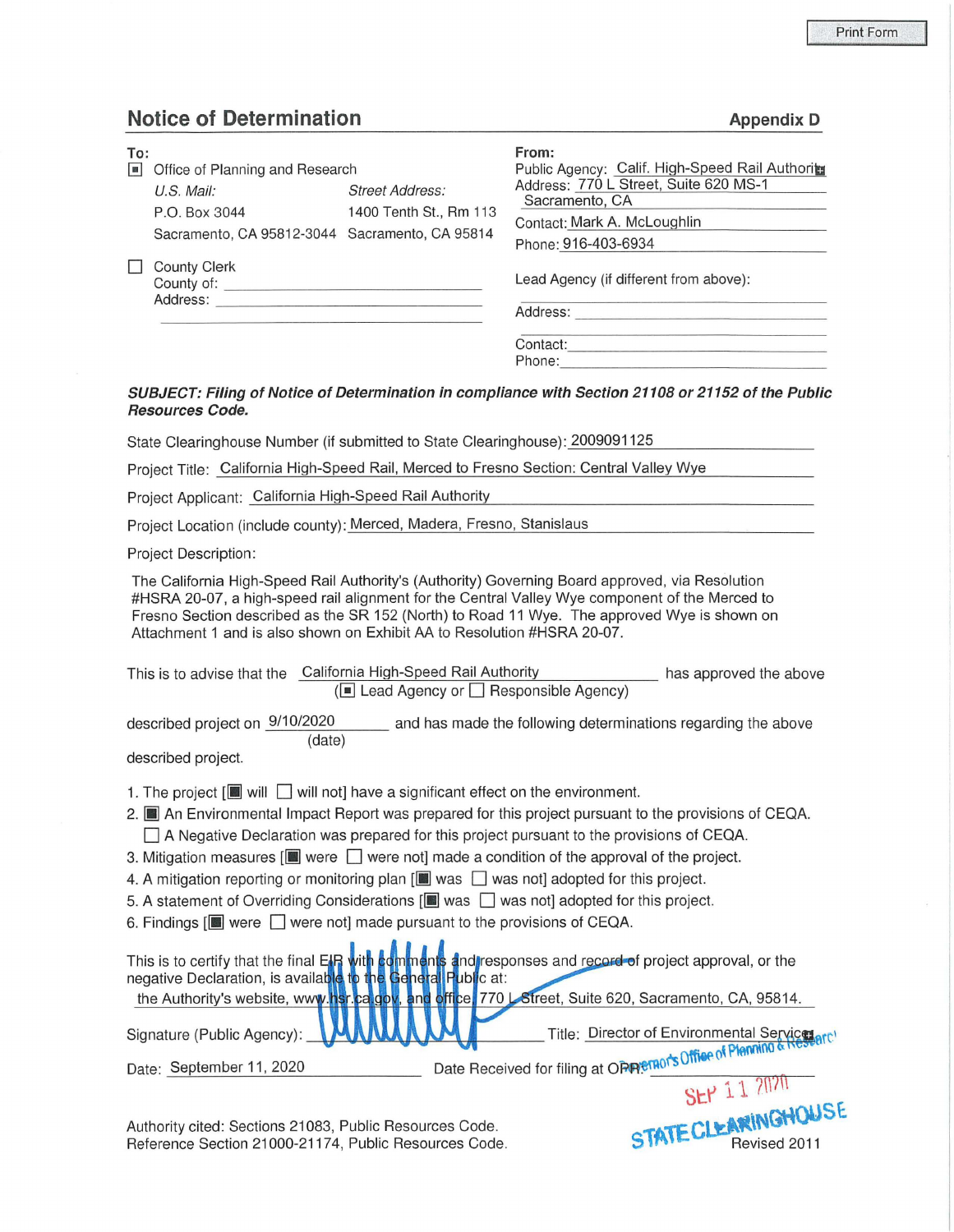Print Form

## Notice of Determination

**Appendix D**

**To:**

☒ Office of Planning and Research

*U.S. Mail:*
P.O. Box 3044
Sacramento, CA 95812-3044

*Street Address:*
1400 Tenth St., Rm 113
Sacramento, CA 95814

☐ County Clerk
County of: ____________________
Address: ____________________

**From:**

Public Agency: Calif. High-Speed Rail Authority
Address: 770 L Street, Suite 620 MS-1
Sacramento, CA
Contact: Mark A. McLoughlin
Phone: 916-403-6934

Lead Agency (if different from above):
____________________
Address: ____________________
Contact: ____________________
Phone: ____________________

***SUBJECT: Filing of Notice of Determination in compliance with Section 21108 or 21152 of the Public Resources Code.***

State Clearinghouse Number (if submitted to State Clearinghouse): 2009091125

Project Title: California High-Speed Rail, Merced to Fresno Section: Central Valley Wye

Project Applicant: California High-Speed Rail Authority

Project Location (include county): Merced, Madera, Fresno, Stanislaus

Project Description:

The California High-Speed Rail Authority's (Authority) Governing Board approved, via Resolution #HSRA 20-07, a high-speed rail alignment for the Central Valley Wye component of the Merced to Fresno Section described as the SR 152 (North) to Road 11 Wye. The approved Wye is shown on Attachment 1 and is also shown on Exhibit AA to Resolution #HSRA 20-07.

This is to advise that the California High-Speed Rail Authority (☒ Lead Agency or ☐ Responsible Agency) has approved the above described project on 9/10/2020 (date) and has made the following determinations regarding the above described project.

1. The project [☒ will ☐ will not] have a significant effect on the environment.
2. ☒ An Environmental Impact Report was prepared for this project pursuant to the provisions of CEQA.
   ☐ A Negative Declaration was prepared for this project pursuant to the provisions of CEQA.
3. Mitigation measures [☒ were ☐ were not] made a condition of the approval of the project.
4. A mitigation reporting or monitoring plan [☒ was ☐ was not] adopted for this project.
5. A statement of Overriding Considerations [☒ was ☐ was not] adopted for this project.
6. Findings [☒ were ☐ were not] made pursuant to the provisions of CEQA.

This is to certify that the final EIR with comments and responses and record of project approval, or the negative Declaration, is available to the General Public at:
the Authority's website, www.hsr.ca.gov, and office, 770 L Street, Suite 620, Sacramento, CA, 95814.

Signature (Public Agency): ____________________ Title: Director of Environmental Services

Date: September 11, 2020 Date Received for filing at OPR: ____________________

Governor's Office of Planning & Research
SEP 11 2020
STATE CLEARINGHOUSE

Authority cited: Sections 21083, Public Resources Code.
Reference Section 21000-21174, Public Resources Code.

Revised 2011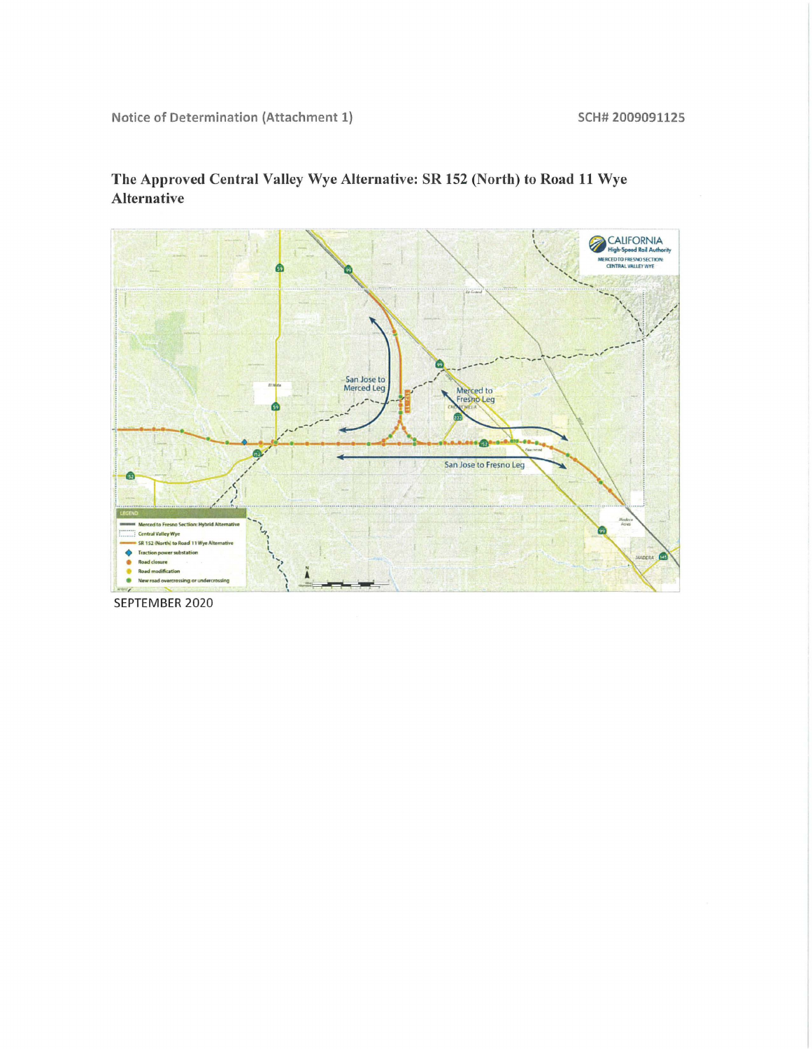Notice of Determination (Attachment 1)

SCH# 2009091125

## The Approved Central Valley Wye Alternative: SR 152 (North) to Road 11 Wye Alternative

CALIFORNIA
High-Speed Rail Authority
MERCED TO FRESNO SECTION:
CENTRAL VALLEY WYE

San Jose to Merced Leg

Merced to Fresno Leg

San Jose to Fresno Leg

LEGEND

Merced to Fresno Section: Hybrid Alternative

Central Valley Wye

SR 152 (North) to Road 11 Wye Alternative

Traction power substation

Road closure

Road modification

New road overcrossing or undercrossing

SEPTEMBER 2020